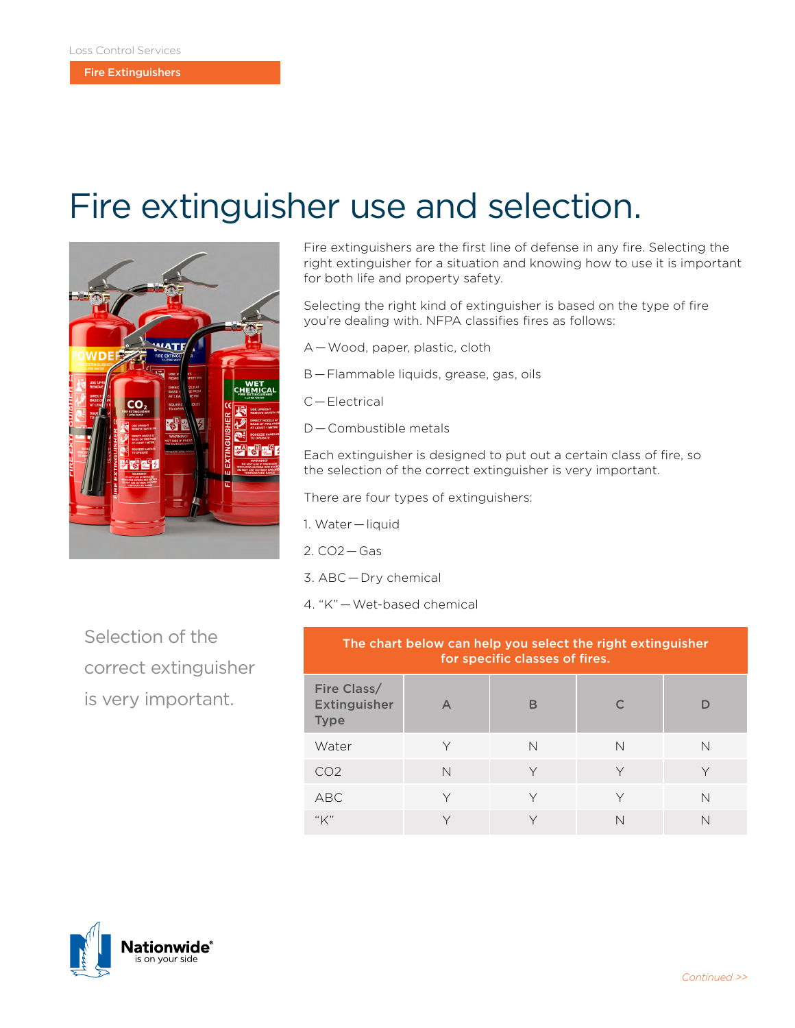Loss Control Services

**Fire Extinguishers**

# Fire extinguisher use and selection.

Fire extinguishers are the first line of defense in any fire. Selecting the right extinguisher for a situation and knowing how to use it is important for both life and property safety.

Selecting the right kind of extinguisher is based on the type of fire you're dealing with. NFPA classifies fires as follows:

A — Wood, paper, plastic, cloth

B — Flammable liquids, grease, gas, oils

C — Electrical

D — Combustible metals

Each extinguisher is designed to put out a certain class of fire, so the selection of the correct extinguisher is very important.

There are four types of extinguishers:

1. Water — liquid
2. CO2 — Gas
3. ABC — Dry chemical
4. "K" — Wet-based chemical

Selection of the correct extinguisher is very important.

**The chart below can help you select the right extinguisher for specific classes of fires.**

| Fire Class/ Extinguisher Type | A | B | C | D |
|---|---|---|---|---|
| Water | Y | N | N | N |
| CO2 | N | Y | Y | Y |
| ABC | Y | Y | Y | N |
| "K" | Y | Y | N | N |

Continued >>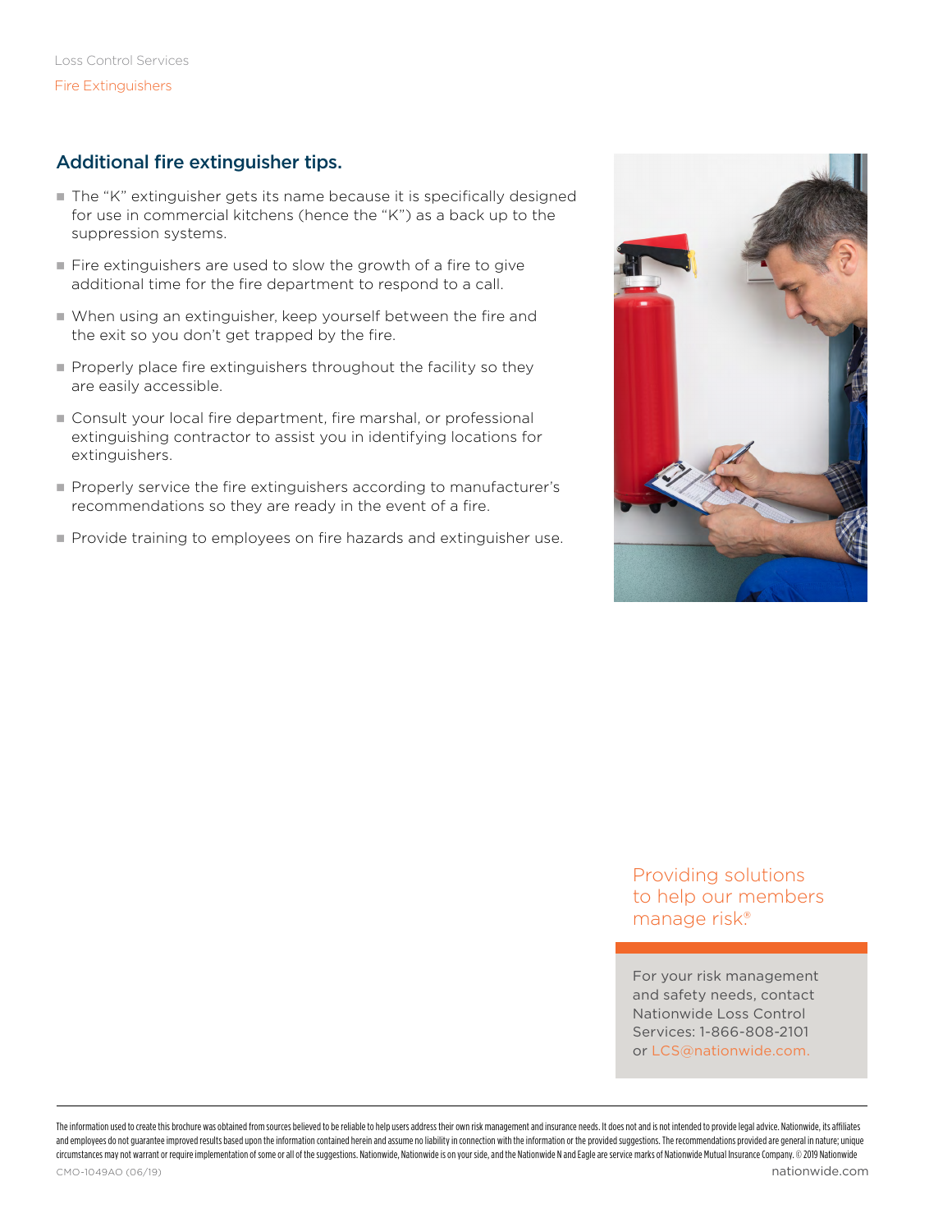## Additional fire extinguisher tips.

- The "K" extinguisher gets its name because it is specifically designed for use in commercial kitchens (hence the "K") as a back up to the suppression systems.
- Fire extinguishers are used to slow the growth of a fire to give additional time for the fire department to respond to a call.
- When using an extinguisher, keep yourself between the fire and the exit so you don't get trapped by the fire.
- Properly place fire extinguishers throughout the facility so they are easily accessible.
- Consult your local fire department, fire marshal, or professional extinguishing contractor to assist you in identifying locations for extinguishers.
- Properly service the fire extinguishers according to manufacturer's recommendations so they are ready in the event of a fire.
- Provide training to employees on fire hazards and extinguisher use.

Providing solutions to help our members manage risk.®

For your risk management and safety needs, contact Nationwide Loss Control Services: 1-866-808-2101 or LCS@nationwide.com.

The information used to create this brochure was obtained from sources believed to be reliable to help users address their own risk management and insurance needs. It does not and is not intended to provide legal advice. Nationwide, its affiliates and employees do not guarantee improved results based upon the information contained herein and assume no liability in connection with the information or the provided suggestions. The recommendations provided are general in nature; unique circumstances may not warrant or require implementation of some or all of the suggestions. Nationwide, Nationwide is on your side, and the Nationwide N and Eagle are service marks of Nationwide Mutual Insurance Company. © 2019 Nationwide

CMO-1049AO (06/19)

nationwide.com